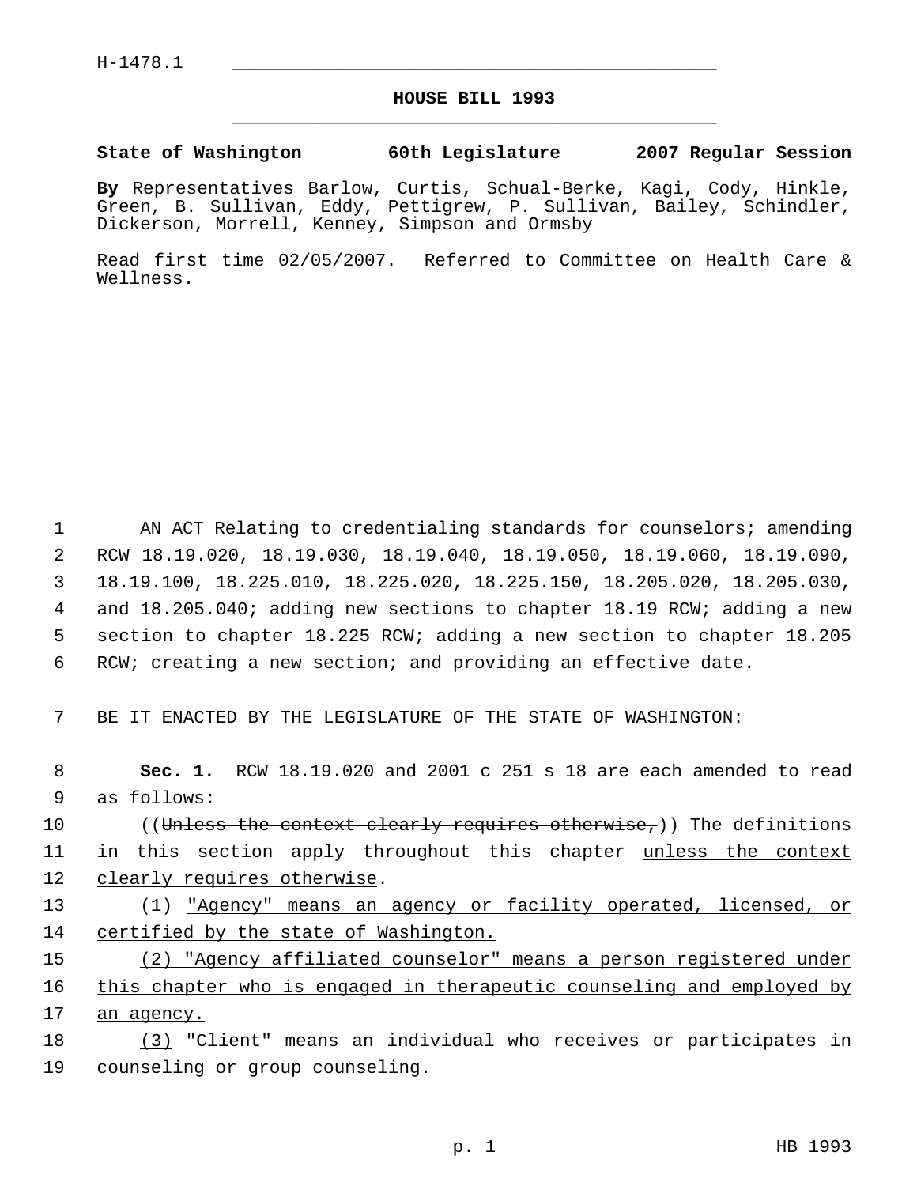H-1478.1

## HOUSE BILL 1993

**State of Washington 60th Legislature 2007 Regular Session**

**By** Representatives Barlow, Curtis, Schual-Berke, Kagi, Cody, Hinkle, Green, B. Sullivan, Eddy, Pettigrew, P. Sullivan, Bailey, Schindler, Dickerson, Morrell, Kenney, Simpson and Ormsby

Read first time 02/05/2007. Referred to Committee on Health Care & Wellness.

AN ACT Relating to credentialing standards for counselors; amending RCW 18.19.020, 18.19.030, 18.19.040, 18.19.050, 18.19.060, 18.19.090, 18.19.100, 18.225.010, 18.225.020, 18.225.150, 18.205.020, 18.205.030, and 18.205.040; adding new sections to chapter 18.19 RCW; adding a new section to chapter 18.225 RCW; adding a new section to chapter 18.205 RCW; creating a new section; and providing an effective date.

BE IT ENACTED BY THE LEGISLATURE OF THE STATE OF WASHINGTON:

**Sec. 1.** RCW 18.19.020 and 2001 c 251 s 18 are each amended to read as follows:

((~~Unless the context clearly requires otherwise,~~)) <u>T</u>he definitions in this section apply throughout this chapter <u>unless the context clearly requires otherwise</u>.

(1) <u>"Agency" means an agency or facility operated, licensed, or certified by the state of Washington.</u>

<u>(2) "Agency affiliated counselor" means a person registered under this chapter who is engaged in therapeutic counseling and employed by an agency.</u>

<u>(3)</u> "Client" means an individual who receives or participates in counseling or group counseling.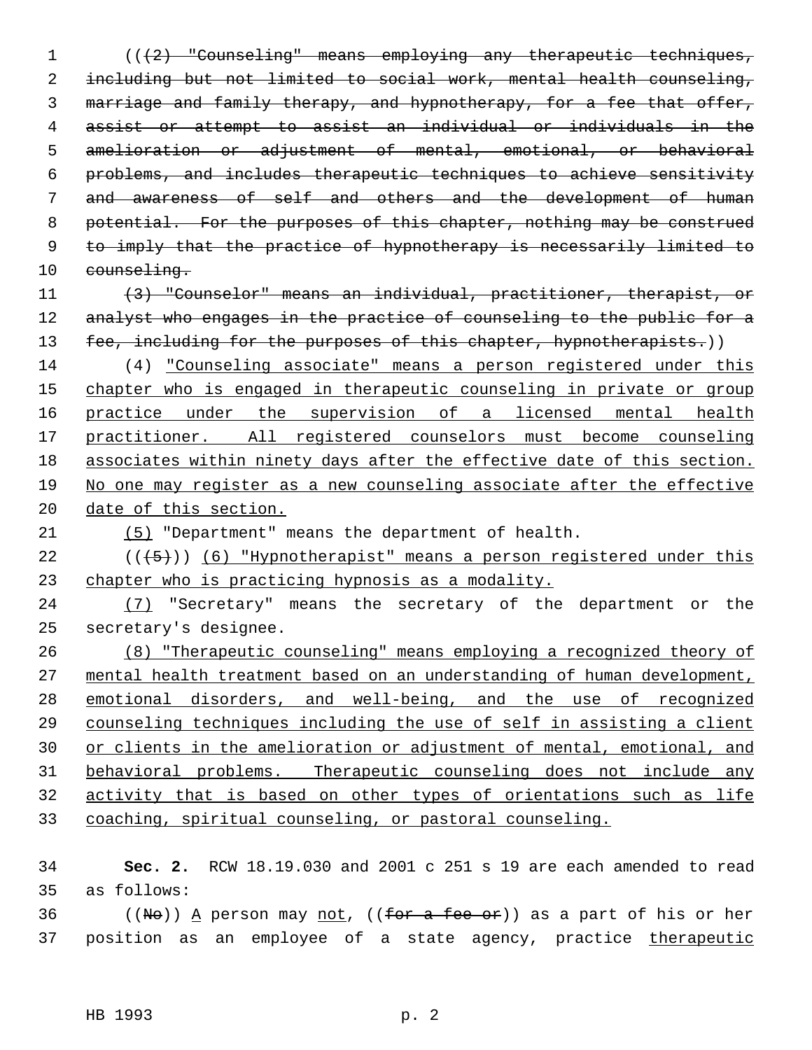((~~(2) "Counseling" means employing any therapeutic techniques, including but not limited to social work, mental health counseling, marriage and family therapy, and hypnotherapy, for a fee that offer, assist or attempt to assist an individual or individuals in the amelioration or adjustment of mental, emotional, or behavioral problems, and includes therapeutic techniques to achieve sensitivity and awareness of self and others and the development of human potential. For the purposes of this chapter, nothing may be construed to imply that the practice of hypnotherapy is necessarily limited to counseling.~~

~~(3) "Counselor" means an individual, practitioner, therapist, or analyst who engages in the practice of counseling to the public for a fee, including for the purposes of this chapter, hypnotherapists.~~))

(4) <u>"Counseling associate" means a person registered under this chapter who is engaged in therapeutic counseling in private or group practice under the supervision of a licensed mental health practitioner. All registered counselors must become counseling associates within ninety days after the effective date of this section. No one may register as a new counseling associate after the effective date of this section.</u>

<u>(5)</u> "Department" means the department of health.

((~~(5)~~)) <u>(6) "Hypnotherapist" means a person registered under this chapter who is practicing hypnosis as a modality.</u>

<u>(7)</u> "Secretary" means the secretary of the department or the secretary's designee.

<u>(8) "Therapeutic counseling" means employing a recognized theory of mental health treatment based on an understanding of human development, emotional disorders, and well-being, and the use of recognized counseling techniques including the use of self in assisting a client or clients in the amelioration or adjustment of mental, emotional, and behavioral problems. Therapeutic counseling does not include any activity that is based on other types of orientations such as life coaching, spiritual counseling, or pastoral counseling.</u>

**Sec. 2.** RCW 18.19.030 and 2001 c 251 s 19 are each amended to read as follows:

((~~No~~)) <u>A</u> person may <u>not</u>, ((~~for a fee or~~)) as a part of his or her position as an employee of a state agency, practice <u>therapeutic</u>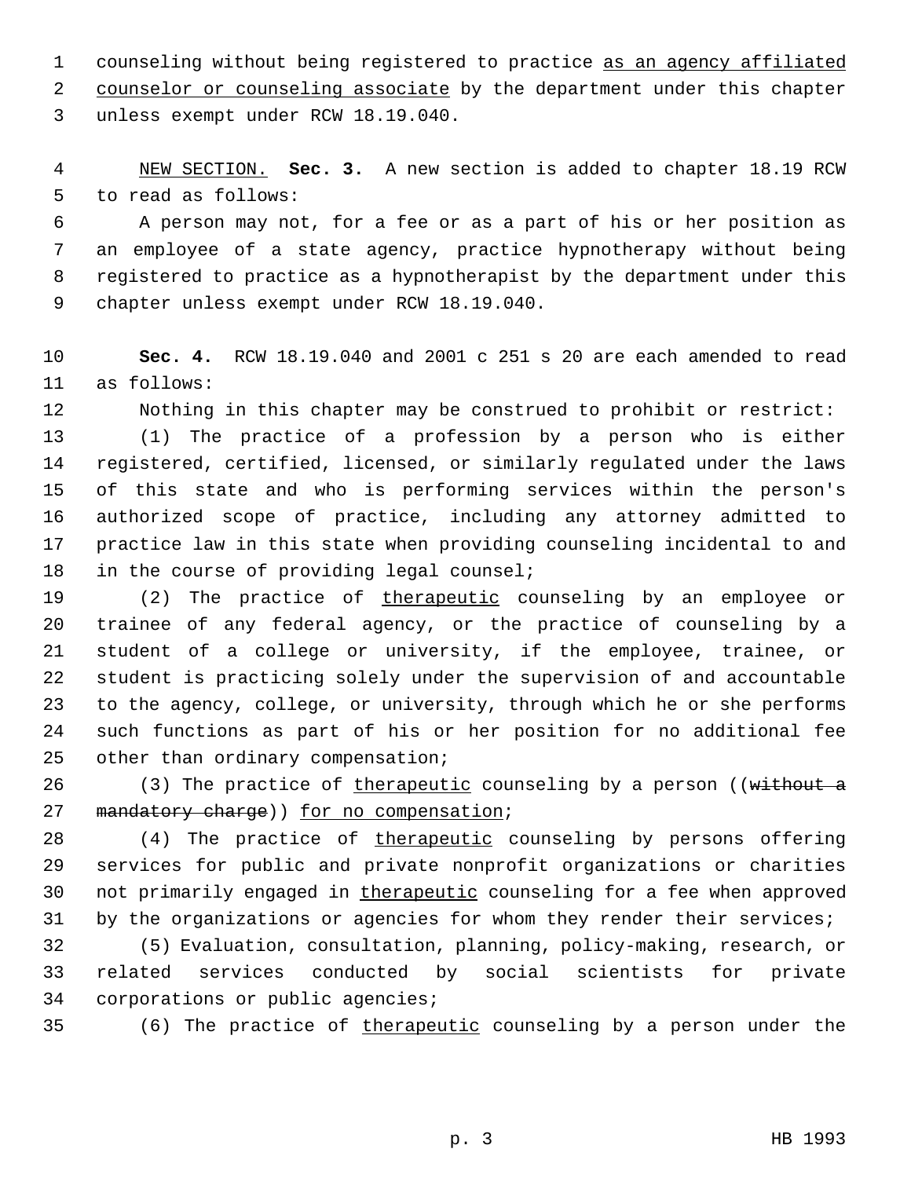counseling without being registered to practice <u>as an agency affiliated counselor or counseling associate</u> by the department under this chapter unless exempt under RCW 18.19.040.

<u>NEW SECTION.</u> **Sec. 3.** A new section is added to chapter 18.19 RCW to read as follows:

A person may not, for a fee or as a part of his or her position as an employee of a state agency, practice hypnotherapy without being registered to practice as a hypnotherapist by the department under this chapter unless exempt under RCW 18.19.040.

**Sec. 4.** RCW 18.19.040 and 2001 c 251 s 20 are each amended to read as follows:

Nothing in this chapter may be construed to prohibit or restrict:

(1) The practice of a profession by a person who is either registered, certified, licensed, or similarly regulated under the laws of this state and who is performing services within the person's authorized scope of practice, including any attorney admitted to practice law in this state when providing counseling incidental to and in the course of providing legal counsel;

(2) The practice of <u>therapeutic</u> counseling by an employee or trainee of any federal agency, or the practice of counseling by a student of a college or university, if the employee, trainee, or student is practicing solely under the supervision of and accountable to the agency, college, or university, through which he or she performs such functions as part of his or her position for no additional fee other than ordinary compensation;

(3) The practice of <u>therapeutic</u> counseling by a person ((~~without a mandatory charge~~)) <u>for no compensation</u>;

(4) The practice of <u>therapeutic</u> counseling by persons offering services for public and private nonprofit organizations or charities not primarily engaged in <u>therapeutic</u> counseling for a fee when approved by the organizations or agencies for whom they render their services;

(5) Evaluation, consultation, planning, policy-making, research, or related services conducted by social scientists for private corporations or public agencies;

(6) The practice of <u>therapeutic</u> counseling by a person under the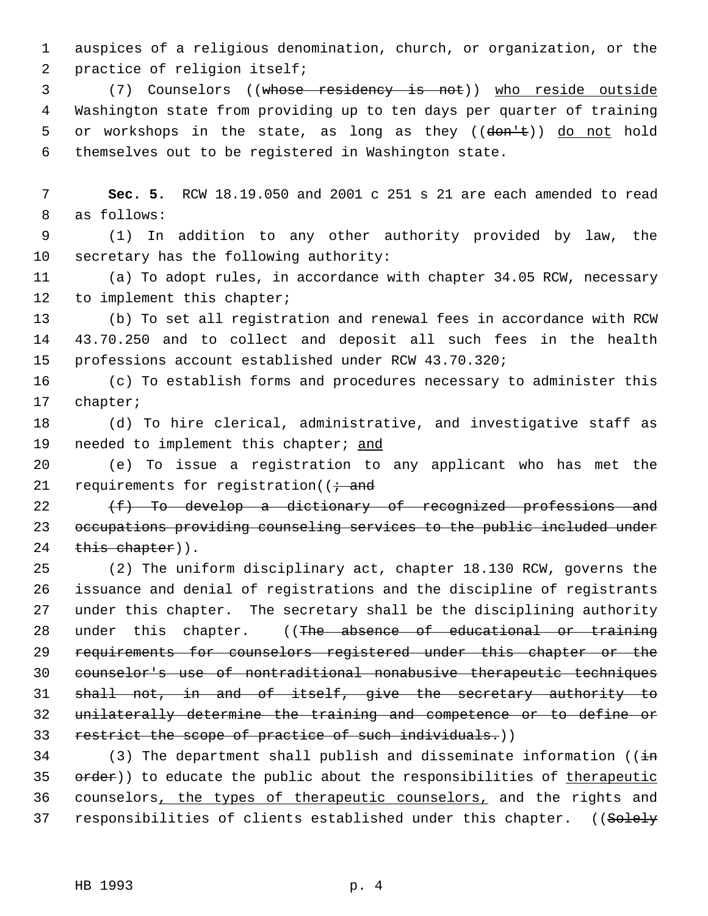auspices of a religious denomination, church, or organization, or the practice of religion itself;

(7) Counselors ((~~whose residency is not~~)) <u>who reside outside</u> Washington state from providing up to ten days per quarter of training or workshops in the state, as long as they ((~~don't~~)) <u>do not</u> hold themselves out to be registered in Washington state.

**Sec. 5.** RCW 18.19.050 and 2001 c 251 s 21 are each amended to read as follows:

(1) In addition to any other authority provided by law, the secretary has the following authority:

(a) To adopt rules, in accordance with chapter 34.05 RCW, necessary to implement this chapter;

(b) To set all registration and renewal fees in accordance with RCW 43.70.250 and to collect and deposit all such fees in the health professions account established under RCW 43.70.320;

(c) To establish forms and procedures necessary to administer this chapter;

(d) To hire clerical, administrative, and investigative staff as needed to implement this chapter; <u>and</u>

(e) To issue a registration to any applicant who has met the requirements for registration((~~; and~~

~~(f) To develop a dictionary of recognized professions and occupations providing counseling services to the public included under this chapter~~)).

(2) The uniform disciplinary act, chapter 18.130 RCW, governs the issuance and denial of registrations and the discipline of registrants under this chapter. The secretary shall be the disciplining authority under this chapter. ((~~The absence of educational or training requirements for counselors registered under this chapter or the counselor's use of nontraditional nonabusive therapeutic techniques shall not, in and of itself, give the secretary authority to unilaterally determine the training and competence or to define or restrict the scope of practice of such individuals.~~))

(3) The department shall publish and disseminate information ((~~in order~~)) to educate the public about the responsibilities of <u>therapeutic</u> counselors<u>, the types of therapeutic counselors,</u> and the rights and responsibilities of clients established under this chapter. ((~~Solely~~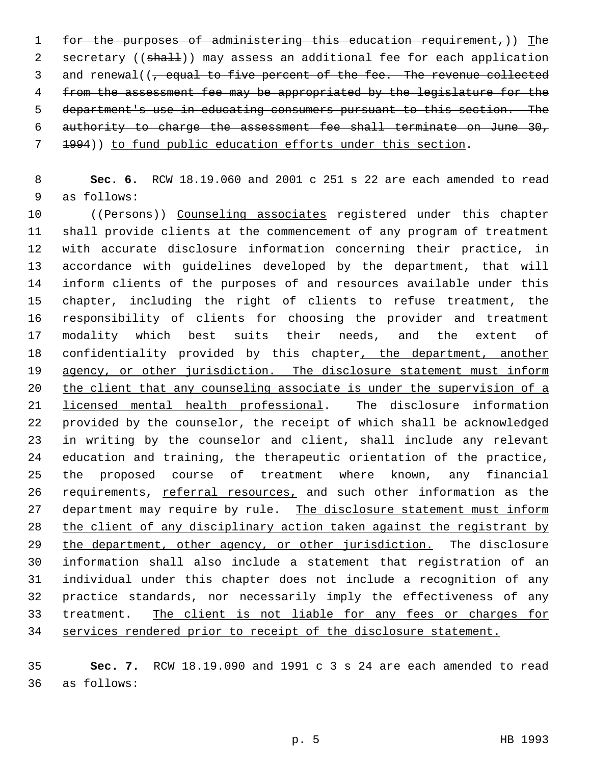for the purposes of administering this education requirement,)) The secretary ((shall)) may assess an additional fee for each application and renewal((, equal to five percent of the fee. The revenue collected from the assessment fee may be appropriated by the legislature for the department's use in educating consumers pursuant to this section. The authority to charge the assessment fee shall terminate on June 30, 1994)) to fund public education efforts under this section.

**Sec. 6.** RCW 18.19.060 and 2001 c 251 s 22 are each amended to read as follows:

((Persons)) Counseling associates registered under this chapter shall provide clients at the commencement of any program of treatment with accurate disclosure information concerning their practice, in accordance with guidelines developed by the department, that will inform clients of the purposes of and resources available under this chapter, including the right of clients to refuse treatment, the responsibility of clients for choosing the provider and treatment modality which best suits their needs, and the extent of confidentiality provided by this chapter, the department, another agency, or other jurisdiction. The disclosure statement must inform the client that any counseling associate is under the supervision of a licensed mental health professional. The disclosure information provided by the counselor, the receipt of which shall be acknowledged in writing by the counselor and client, shall include any relevant education and training, the therapeutic orientation of the practice, the proposed course of treatment where known, any financial requirements, referral resources, and such other information as the department may require by rule. The disclosure statement must inform the client of any disciplinary action taken against the registrant by the department, other agency, or other jurisdiction. The disclosure information shall also include a statement that registration of an individual under this chapter does not include a recognition of any practice standards, nor necessarily imply the effectiveness of any treatment. The client is not liable for any fees or charges for services rendered prior to receipt of the disclosure statement.

**Sec. 7.** RCW 18.19.090 and 1991 c 3 s 24 are each amended to read as follows: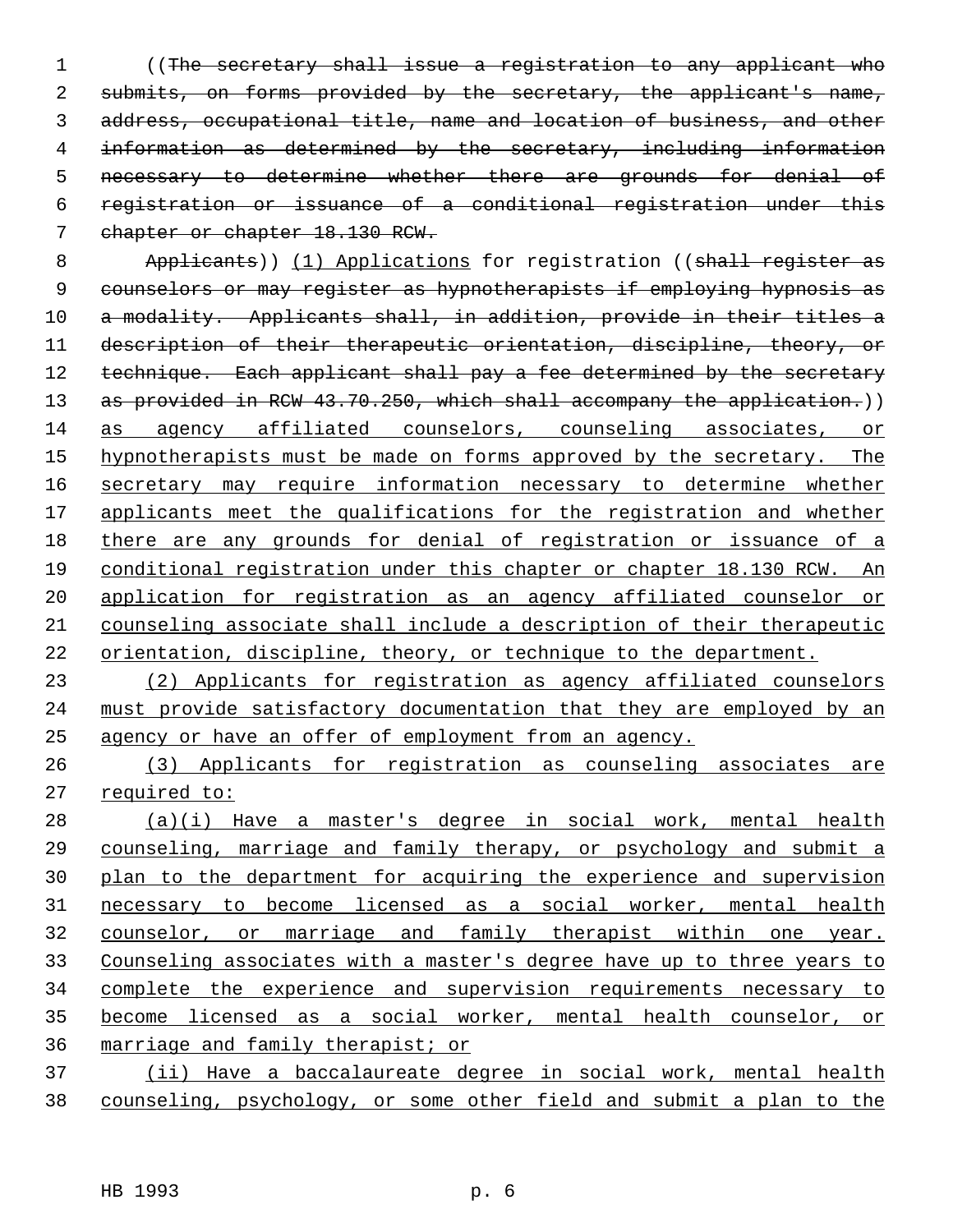((~~The secretary shall issue a registration to any applicant who submits, on forms provided by the secretary, the applicant's name, address, occupational title, name and location of business, and other information as determined by the secretary, including information necessary to determine whether there are grounds for denial of registration or issuance of a conditional registration under this chapter or chapter 18.130 RCW.~~

~~Applicants~~)) <u>(1) Applications</u> for registration ((~~shall register as counselors or may register as hypnotherapists if employing hypnosis as a modality. Applicants shall, in addition, provide in their titles a description of their therapeutic orientation, discipline, theory, or technique. Each applicant shall pay a fee determined by the secretary as provided in RCW 43.70.250, which shall accompany the application.~~)) <u>as agency affiliated counselors, counseling associates, or hypnotherapists must be made on forms approved by the secretary. The secretary may require information necessary to determine whether applicants meet the qualifications for the registration and whether there are any grounds for denial of registration or issuance of a conditional registration under this chapter or chapter 18.130 RCW. An application for registration as an agency affiliated counselor or counseling associate shall include a description of their therapeutic orientation, discipline, theory, or technique to the department.</u>

<u>(2) Applicants for registration as agency affiliated counselors must provide satisfactory documentation that they are employed by an agency or have an offer of employment from an agency.</u>

<u>(3) Applicants for registration as counseling associates are required to:</u>

<u>(a)(i) Have a master's degree in social work, mental health counseling, marriage and family therapy, or psychology and submit a plan to the department for acquiring the experience and supervision necessary to become licensed as a social worker, mental health counselor, or marriage and family therapist within one year. Counseling associates with a master's degree have up to three years to complete the experience and supervision requirements necessary to become licensed as a social worker, mental health counselor, or marriage and family therapist; or</u>

<u>(ii) Have a baccalaureate degree in social work, mental health counseling, psychology, or some other field and submit a plan to the</u>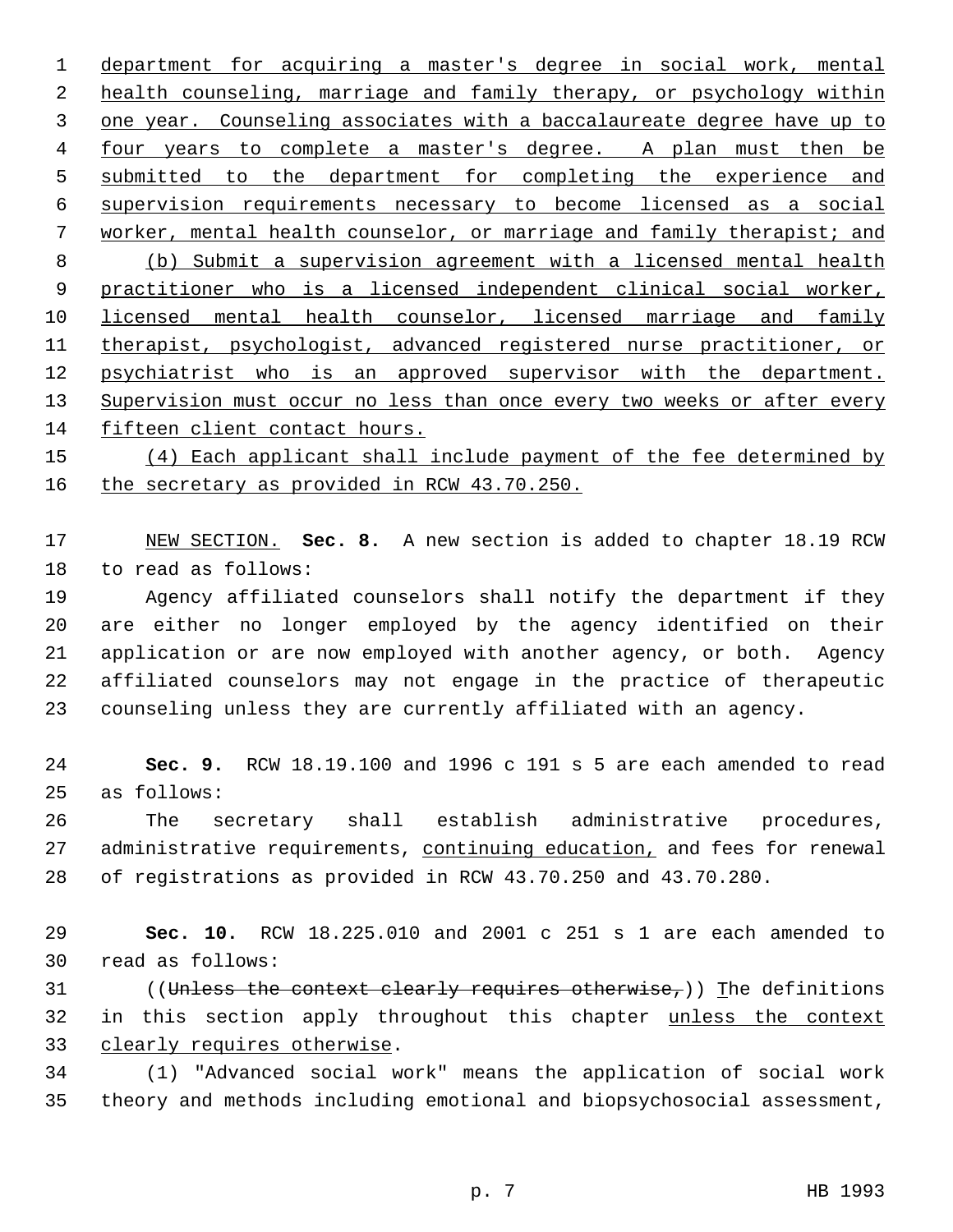department for acquiring a master's degree in social work, mental health counseling, marriage and family therapy, or psychology within one year. Counseling associates with a baccalaureate degree have up to four years to complete a master's degree. A plan must then be submitted to the department for completing the experience and supervision requirements necessary to become licensed as a social worker, mental health counselor, or marriage and family therapist; and

(b) Submit a supervision agreement with a licensed mental health practitioner who is a licensed independent clinical social worker, licensed mental health counselor, licensed marriage and family therapist, psychologist, advanced registered nurse practitioner, or psychiatrist who is an approved supervisor with the department. Supervision must occur no less than once every two weeks or after every fifteen client contact hours.

(4) Each applicant shall include payment of the fee determined by the secretary as provided in RCW 43.70.250.

NEW SECTION. **Sec. 8.** A new section is added to chapter 18.19 RCW to read as follows:

Agency affiliated counselors shall notify the department if they are either no longer employed by the agency identified on their application or are now employed with another agency, or both. Agency affiliated counselors may not engage in the practice of therapeutic counseling unless they are currently affiliated with an agency.

**Sec. 9.** RCW 18.19.100 and 1996 c 191 s 5 are each amended to read as follows:

The secretary shall establish administrative procedures, administrative requirements, continuing education, and fees for renewal of registrations as provided in RCW 43.70.250 and 43.70.280.

**Sec. 10.** RCW 18.225.010 and 2001 c 251 s 1 are each amended to read as follows:

((~~Unless the context clearly requires otherwise,~~)) The definitions in this section apply throughout this chapter unless the context clearly requires otherwise.

(1) "Advanced social work" means the application of social work theory and methods including emotional and biopsychosocial assessment,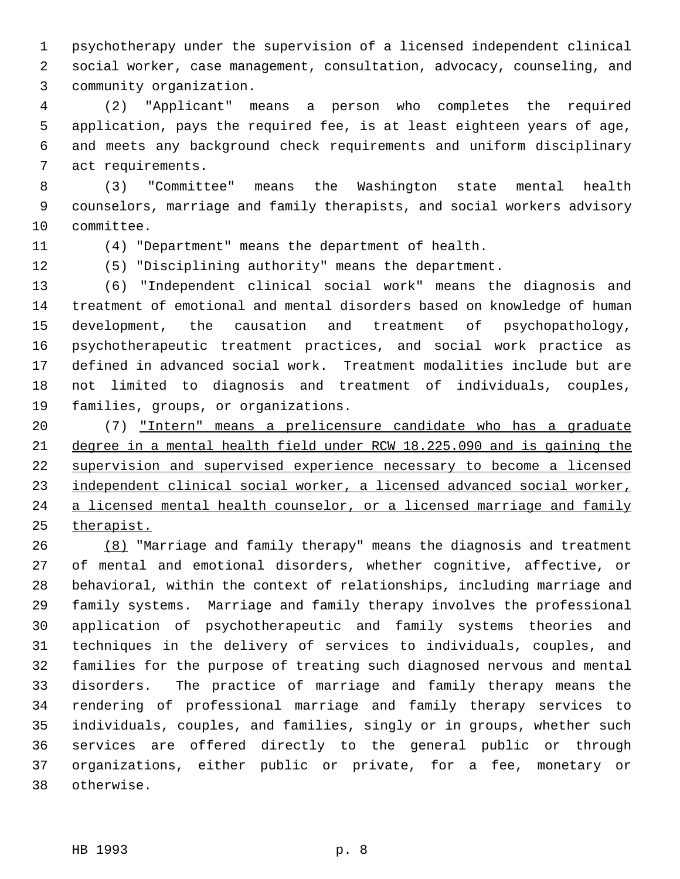psychotherapy under the supervision of a licensed independent clinical social worker, case management, consultation, advocacy, counseling, and community organization.

(2) "Applicant" means a person who completes the required application, pays the required fee, is at least eighteen years of age, and meets any background check requirements and uniform disciplinary act requirements.

(3) "Committee" means the Washington state mental health counselors, marriage and family therapists, and social workers advisory committee.

(4) "Department" means the department of health.

(5) "Disciplining authority" means the department.

(6) "Independent clinical social work" means the diagnosis and treatment of emotional and mental disorders based on knowledge of human development, the causation and treatment of psychopathology, psychotherapeutic treatment practices, and social work practice as defined in advanced social work. Treatment modalities include but are not limited to diagnosis and treatment of individuals, couples, families, groups, or organizations.

(7) <u>"Intern" means a prelicensure candidate who has a graduate degree in a mental health field under RCW 18.225.090 and is gaining the supervision and supervised experience necessary to become a licensed independent clinical social worker, a licensed advanced social worker, a licensed mental health counselor, or a licensed marriage and family therapist.</u>

<u>(8)</u> "Marriage and family therapy" means the diagnosis and treatment of mental and emotional disorders, whether cognitive, affective, or behavioral, within the context of relationships, including marriage and family systems. Marriage and family therapy involves the professional application of psychotherapeutic and family systems theories and techniques in the delivery of services to individuals, couples, and families for the purpose of treating such diagnosed nervous and mental disorders. The practice of marriage and family therapy means the rendering of professional marriage and family therapy services to individuals, couples, and families, singly or in groups, whether such services are offered directly to the general public or through organizations, either public or private, for a fee, monetary or otherwise.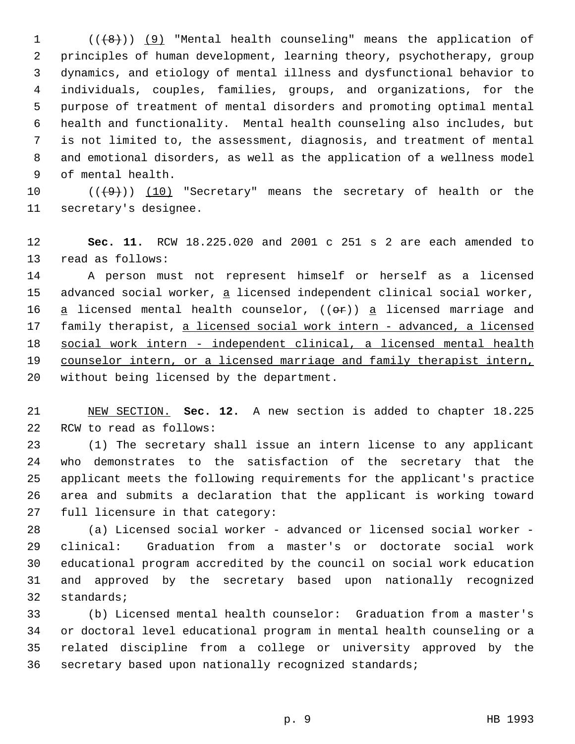((~~(8)~~)) <u>(9)</u> "Mental health counseling" means the application of principles of human development, learning theory, psychotherapy, group dynamics, and etiology of mental illness and dysfunctional behavior to individuals, couples, families, groups, and organizations, for the purpose of treatment of mental disorders and promoting optimal mental health and functionality. Mental health counseling also includes, but is not limited to, the assessment, diagnosis, and treatment of mental and emotional disorders, as well as the application of a wellness model of mental health.

((~~(9)~~)) <u>(10)</u> "Secretary" means the secretary of health or the secretary's designee.

**Sec. 11.** RCW 18.225.020 and 2001 c 251 s 2 are each amended to read as follows:

A person must not represent himself or herself as a licensed advanced social worker, <u>a</u> licensed independent clinical social worker, <u>a</u> licensed mental health counselor, ((~~or~~)) <u>a</u> licensed marriage and family therapist, <u>a licensed social work intern - advanced, a licensed social work intern - independent clinical, a licensed mental health counselor intern, or a licensed marriage and family therapist intern,</u> without being licensed by the department.

<u>NEW SECTION.</u> **Sec. 12.** A new section is added to chapter 18.225 RCW to read as follows:

(1) The secretary shall issue an intern license to any applicant who demonstrates to the satisfaction of the secretary that the applicant meets the following requirements for the applicant's practice area and submits a declaration that the applicant is working toward full licensure in that category:

(a) Licensed social worker - advanced or licensed social worker - clinical: Graduation from a master's or doctorate social work educational program accredited by the council on social work education and approved by the secretary based upon nationally recognized standards;

(b) Licensed mental health counselor: Graduation from a master's or doctoral level educational program in mental health counseling or a related discipline from a college or university approved by the secretary based upon nationally recognized standards;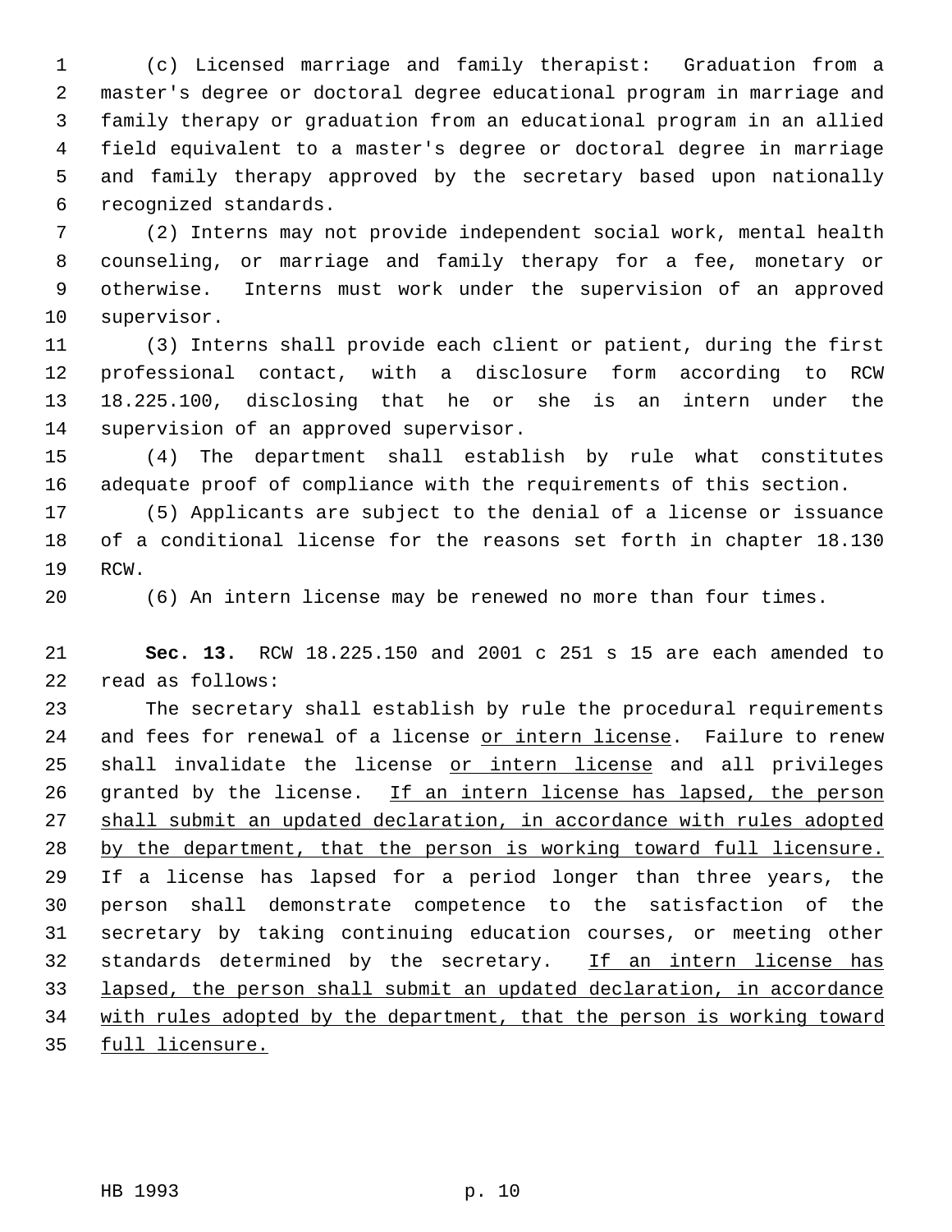(c) Licensed marriage and family therapist: Graduation from a master's degree or doctoral degree educational program in marriage and family therapy or graduation from an educational program in an allied field equivalent to a master's degree or doctoral degree in marriage and family therapy approved by the secretary based upon nationally recognized standards.

(2) Interns may not provide independent social work, mental health counseling, or marriage and family therapy for a fee, monetary or otherwise. Interns must work under the supervision of an approved supervisor.

(3) Interns shall provide each client or patient, during the first professional contact, with a disclosure form according to RCW 18.225.100, disclosing that he or she is an intern under the supervision of an approved supervisor.

(4) The department shall establish by rule what constitutes adequate proof of compliance with the requirements of this section.

(5) Applicants are subject to the denial of a license or issuance of a conditional license for the reasons set forth in chapter 18.130 RCW.

(6) An intern license may be renewed no more than four times.

**Sec. 13.** RCW 18.225.150 and 2001 c 251 s 15 are each amended to read as follows:

The secretary shall establish by rule the procedural requirements and fees for renewal of a license <u>or intern license</u>. Failure to renew shall invalidate the license <u>or intern license</u> and all privileges granted by the license. <u>If an intern license has lapsed, the person shall submit an updated declaration, in accordance with rules adopted by the department, that the person is working toward full licensure.</u> If a license has lapsed for a period longer than three years, the person shall demonstrate competence to the satisfaction of the secretary by taking continuing education courses, or meeting other standards determined by the secretary. <u>If an intern license has lapsed, the person shall submit an updated declaration, in accordance with rules adopted by the department, that the person is working toward full licensure.</u>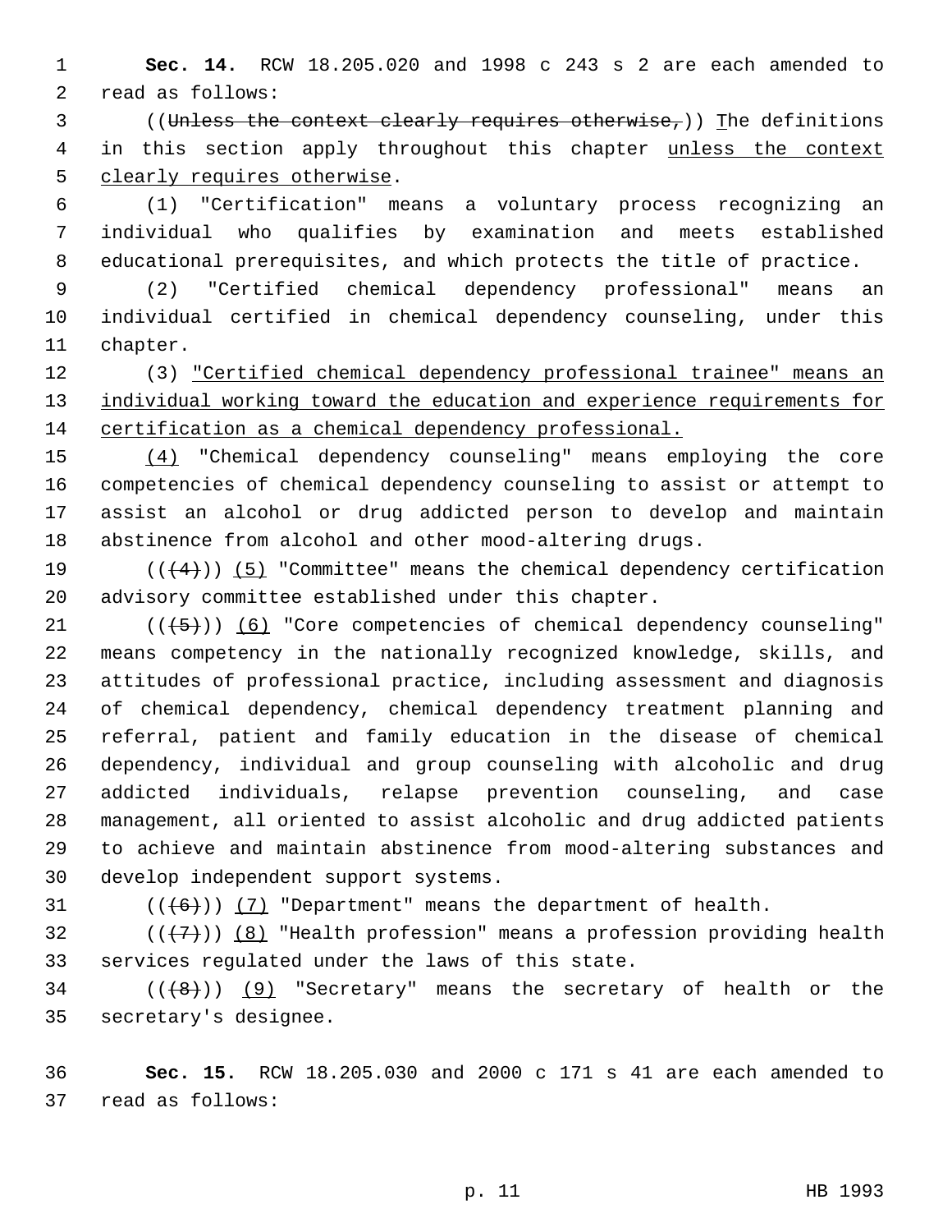**Sec. 14.** RCW 18.205.020 and 1998 c 243 s 2 are each amended to read as follows:

((~~Unless the context clearly requires otherwise,~~)) The definitions in this section apply throughout this chapter unless the context clearly requires otherwise.

(1) "Certification" means a voluntary process recognizing an individual who qualifies by examination and meets established educational prerequisites, and which protects the title of practice.

(2) "Certified chemical dependency professional" means an individual certified in chemical dependency counseling, under this chapter.

(3) "Certified chemical dependency professional trainee" means an individual working toward the education and experience requirements for certification as a chemical dependency professional.

(4) "Chemical dependency counseling" means employing the core competencies of chemical dependency counseling to assist or attempt to assist an alcohol or drug addicted person to develop and maintain abstinence from alcohol and other mood-altering drugs.

((~~(4)~~)) (5) "Committee" means the chemical dependency certification advisory committee established under this chapter.

((~~(5)~~)) (6) "Core competencies of chemical dependency counseling" means competency in the nationally recognized knowledge, skills, and attitudes of professional practice, including assessment and diagnosis of chemical dependency, chemical dependency treatment planning and referral, patient and family education in the disease of chemical dependency, individual and group counseling with alcoholic and drug addicted individuals, relapse prevention counseling, and case management, all oriented to assist alcoholic and drug addicted patients to achieve and maintain abstinence from mood-altering substances and develop independent support systems.

((~~(6)~~)) (7) "Department" means the department of health.

((~~(7)~~)) (8) "Health profession" means a profession providing health services regulated under the laws of this state.

((~~(8)~~)) (9) "Secretary" means the secretary of health or the secretary's designee.

**Sec. 15.** RCW 18.205.030 and 2000 c 171 s 41 are each amended to read as follows: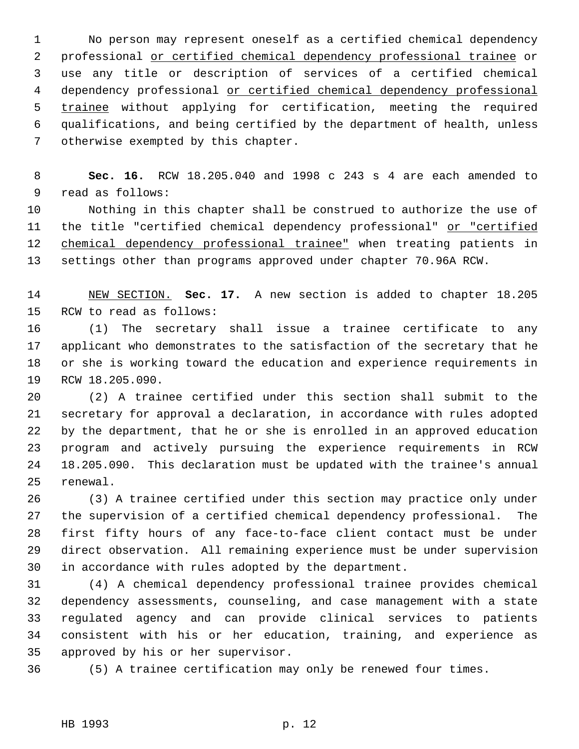No person may represent oneself as a certified chemical dependency professional or certified chemical dependency professional trainee or use any title or description of services of a certified chemical dependency professional or certified chemical dependency professional trainee without applying for certification, meeting the required qualifications, and being certified by the department of health, unless otherwise exempted by this chapter.

**Sec. 16.** RCW 18.205.040 and 1998 c 243 s 4 are each amended to read as follows:

Nothing in this chapter shall be construed to authorize the use of the title "certified chemical dependency professional" or "certified chemical dependency professional trainee" when treating patients in settings other than programs approved under chapter 70.96A RCW.

NEW SECTION. **Sec. 17.** A new section is added to chapter 18.205 RCW to read as follows:

(1) The secretary shall issue a trainee certificate to any applicant who demonstrates to the satisfaction of the secretary that he or she is working toward the education and experience requirements in RCW 18.205.090.

(2) A trainee certified under this section shall submit to the secretary for approval a declaration, in accordance with rules adopted by the department, that he or she is enrolled in an approved education program and actively pursuing the experience requirements in RCW 18.205.090. This declaration must be updated with the trainee's annual renewal.

(3) A trainee certified under this section may practice only under the supervision of a certified chemical dependency professional. The first fifty hours of any face-to-face client contact must be under direct observation. All remaining experience must be under supervision in accordance with rules adopted by the department.

(4) A chemical dependency professional trainee provides chemical dependency assessments, counseling, and case management with a state regulated agency and can provide clinical services to patients consistent with his or her education, training, and experience as approved by his or her supervisor.

(5) A trainee certification may only be renewed four times.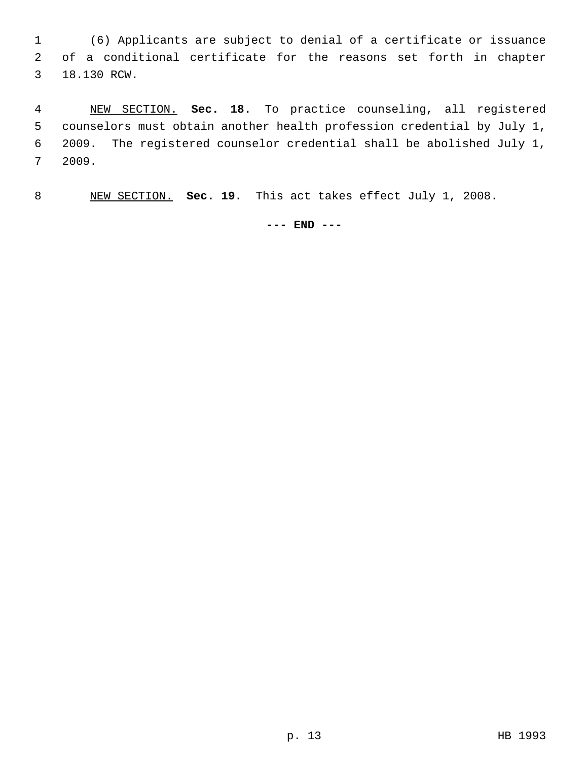(6) Applicants are subject to denial of a certificate or issuance of a conditional certificate for the reasons set forth in chapter 18.130 RCW.

NEW SECTION. **Sec. 18.** To practice counseling, all registered counselors must obtain another health profession credential by July 1, 2009. The registered counselor credential shall be abolished July 1, 2009.

NEW SECTION. **Sec. 19.** This act takes effect July 1, 2008.

**--- END ---**